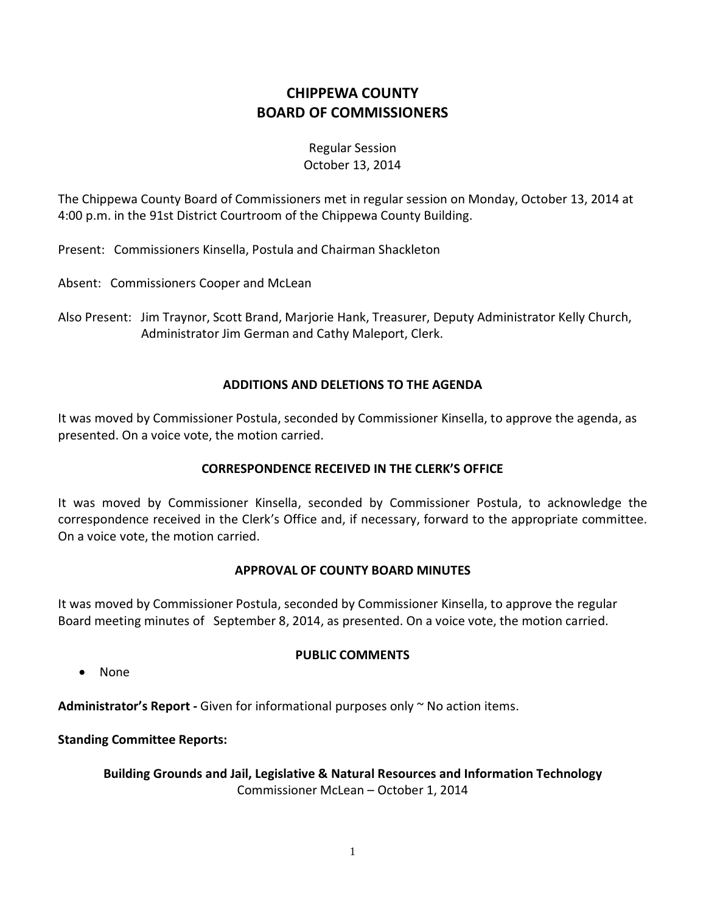# CHIPPEWA COUNTY
# BOARD OF COMMISSIONERS

Regular Session
October 13, 2014

The Chippewa County Board of Commissioners met in regular session on Monday, October 13, 2014 at 4:00 p.m. in the 91st District Courtroom of the Chippewa County Building.

Present: Commissioners Kinsella, Postula and Chairman Shackleton

Absent: Commissioners Cooper and McLean

Also Present: Jim Traynor, Scott Brand, Marjorie Hank, Treasurer, Deputy Administrator Kelly Church, Administrator Jim German and Cathy Maleport, Clerk.

## ADDITIONS AND DELETIONS TO THE AGENDA

It was moved by Commissioner Postula, seconded by Commissioner Kinsella, to approve the agenda, as presented. On a voice vote, the motion carried.

## CORRESPONDENCE RECEIVED IN THE CLERK'S OFFICE

It was moved by Commissioner Kinsella, seconded by Commissioner Postula, to acknowledge the correspondence received in the Clerk's Office and, if necessary, forward to the appropriate committee. On a voice vote, the motion carried.

## APPROVAL OF COUNTY BOARD MINUTES

It was moved by Commissioner Postula, seconded by Commissioner Kinsella, to approve the regular Board meeting minutes of September 8, 2014, as presented. On a voice vote, the motion carried.

## PUBLIC COMMENTS

- None

**Administrator's Report -** Given for informational purposes only ~ No action items.

**Standing Committee Reports:**

**Building Grounds and Jail, Legislative & Natural Resources and Information Technology**
Commissioner McLean – October 1, 2014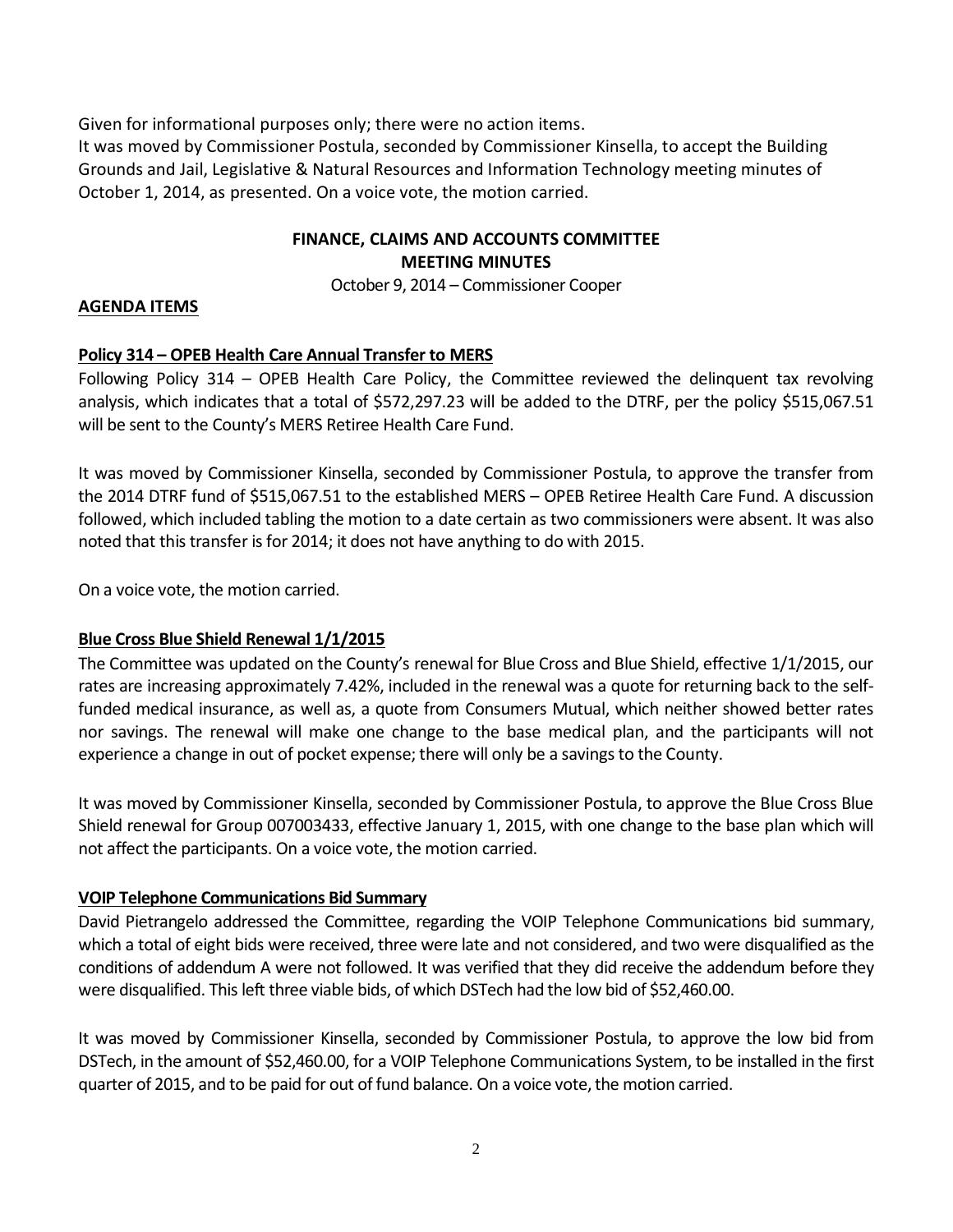Given for informational purposes only; there were no action items.
It was moved by Commissioner Postula, seconded by Commissioner Kinsella, to accept the Building Grounds and Jail, Legislative & Natural Resources and Information Technology meeting minutes of October 1, 2014, as presented. On a voice vote, the motion carried.

## FINANCE, CLAIMS AND ACCOUNTS COMMITTEE MEETING MINUTES

October 9, 2014 – Commissioner Cooper

**AGENDA ITEMS**

**Policy 314 – OPEB Health Care Annual Transfer to MERS**

Following Policy 314 – OPEB Health Care Policy, the Committee reviewed the delinquent tax revolving analysis, which indicates that a total of $572,297.23 will be added to the DTRF, per the policy $515,067.51 will be sent to the County's MERS Retiree Health Care Fund.

It was moved by Commissioner Kinsella, seconded by Commissioner Postula, to approve the transfer from the 2014 DTRF fund of $515,067.51 to the established MERS – OPEB Retiree Health Care Fund. A discussion followed, which included tabling the motion to a date certain as two commissioners were absent. It was also noted that this transfer is for 2014; it does not have anything to do with 2015.

On a voice vote, the motion carried.

**Blue Cross Blue Shield Renewal 1/1/2015**

The Committee was updated on the County's renewal for Blue Cross and Blue Shield, effective 1/1/2015, our rates are increasing approximately 7.42%, included in the renewal was a quote for returning back to the self-funded medical insurance, as well as, a quote from Consumers Mutual, which neither showed better rates nor savings. The renewal will make one change to the base medical plan, and the participants will not experience a change in out of pocket expense; there will only be a savings to the County.

It was moved by Commissioner Kinsella, seconded by Commissioner Postula, to approve the Blue Cross Blue Shield renewal for Group 007003433, effective January 1, 2015, with one change to the base plan which will not affect the participants. On a voice vote, the motion carried.

**VOIP Telephone Communications Bid Summary**

David Pietrangelo addressed the Committee, regarding the VOIP Telephone Communications bid summary, which a total of eight bids were received, three were late and not considered, and two were disqualified as the conditions of addendum A were not followed. It was verified that they did receive the addendum before they were disqualified. This left three viable bids, of which DSTech had the low bid of $52,460.00.

It was moved by Commissioner Kinsella, seconded by Commissioner Postula, to approve the low bid from DSTech, in the amount of $52,460.00, for a VOIP Telephone Communications System, to be installed in the first quarter of 2015, and to be paid for out of fund balance. On a voice vote, the motion carried.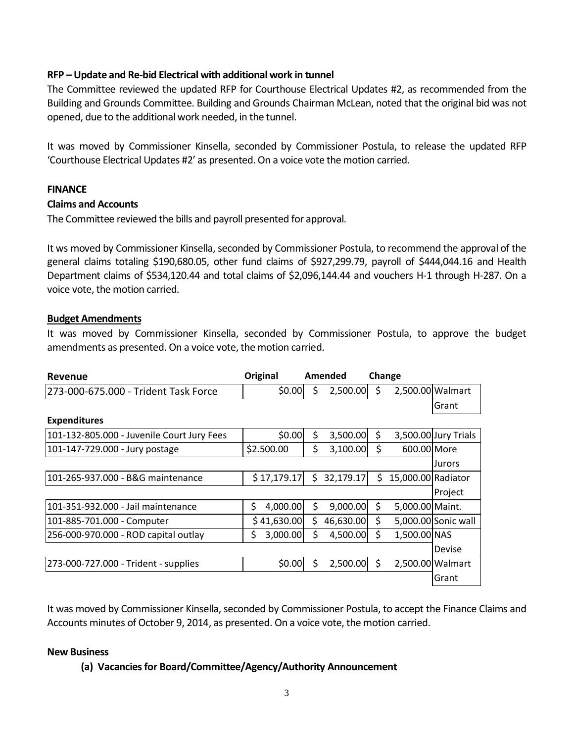**RFP – Update and Re-bid Electrical with additional work in tunnel**

The Committee reviewed the updated RFP for Courthouse Electrical Updates #2, as recommended from the Building and Grounds Committee. Building and Grounds Chairman McLean, noted that the original bid was not opened, due to the additional work needed, in the tunnel.

It was moved by Commissioner Kinsella, seconded by Commissioner Postula, to release the updated RFP 'Courthouse Electrical Updates #2' as presented. On a voice vote the motion carried.

**FINANCE**

**Claims and Accounts**

The Committee reviewed the bills and payroll presented for approval.

It ws moved by Commissioner Kinsella, seconded by Commissioner Postula, to recommend the approval of the general claims totaling $190,680.05, other fund claims of $927,299.79, payroll of $444,044.16 and Health Department claims of $534,120.44 and total claims of $2,096,144.44 and vouchers H-1 through H-287. On a voice vote, the motion carried.

**Budget Amendments**

It was moved by Commissioner Kinsella, seconded by Commissioner Postula, to approve the budget amendments as presented. On a voice vote, the motion carried.

| Revenue | Original | Amended | Change | |
|---|---|---|---|---|
| 273-000-675.000 - Trident Task Force | $0.00 | $ 2,500.00 | $ 2,500.00 | Walmart Grant |
| **Expenditures** | | | | |
| 101-132-805.000 - Juvenile Court Jury Fees | $0.00 | $ 3,500.00 | $ 3,500.00 | Jury Trials |
| 101-147-729.000 - Jury postage | $2.500.00 | $ 3,100.00 | $ 600.00 | More Jurors |
| 101-265-937.000 - B&G maintenance | $ 17,179.17 | $ 32,179.17 | $ 15,000.00 | Radiator Project |
| 101-351-932.000 - Jail maintenance | $ 4,000.00 | $ 9,000.00 | $ 5,000.00 | Maint. |
| 101-885-701.000 - Computer | $ 41,630.00 | $ 46,630.00 | $ 5,000.00 | Sonic wall |
| 256-000-970.000 - ROD capital outlay | $ 3,000.00 | $ 4,500.00 | $ 1,500.00 | NAS Devise |
| 273-000-727.000 - Trident - supplies | $0.00 | $ 2,500.00 | $ 2,500.00 | Walmart Grant |

It was moved by Commissioner Kinsella, seconded by Commissioner Postula, to accept the Finance Claims and Accounts minutes of October 9, 2014, as presented. On a voice vote, the motion carried.

**New Business**

**(a) Vacancies for Board/Committee/Agency/Authority Announcement**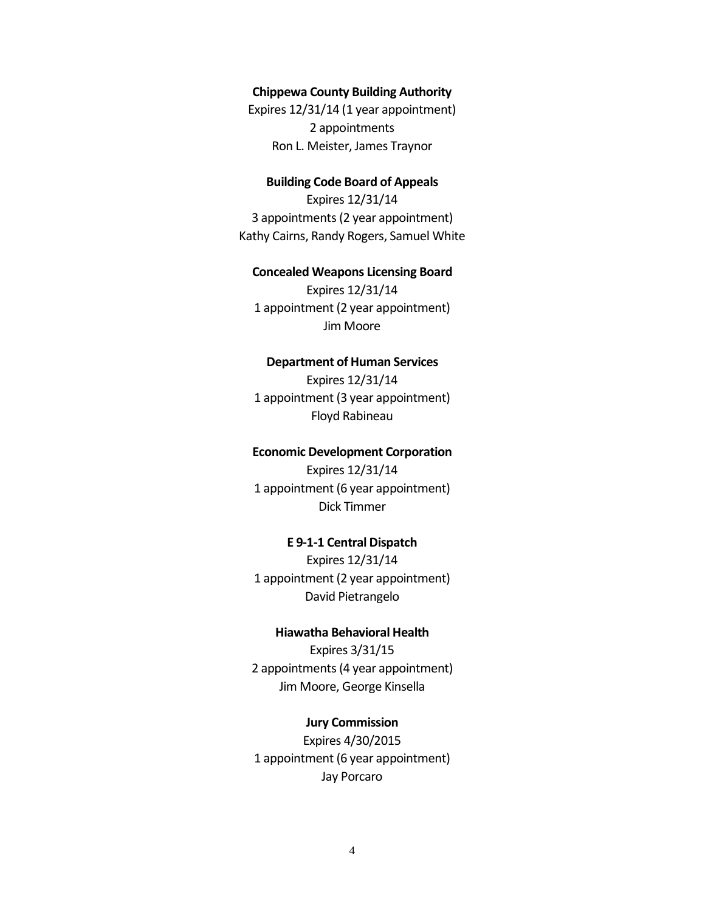**Chippewa County Building Authority**

Expires 12/31/14 (1 year appointment)
2 appointments
Ron L. Meister, James Traynor

**Building Code Board of Appeals**

Expires 12/31/14
3 appointments (2 year appointment)
Kathy Cairns, Randy Rogers, Samuel White

**Concealed Weapons Licensing Board**

Expires 12/31/14
1 appointment (2 year appointment)
Jim Moore

**Department of Human Services**

Expires 12/31/14
1 appointment (3 year appointment)
Floyd Rabineau

**Economic Development Corporation**

Expires 12/31/14
1 appointment (6 year appointment)
Dick Timmer

**E 9-1-1 Central Dispatch**

Expires 12/31/14
1 appointment (2 year appointment)
David Pietrangelo

**Hiawatha Behavioral Health**

Expires 3/31/15
2 appointments (4 year appointment)
Jim Moore, George Kinsella

**Jury Commission**

Expires 4/30/2015
1 appointment (6 year appointment)
Jay Porcaro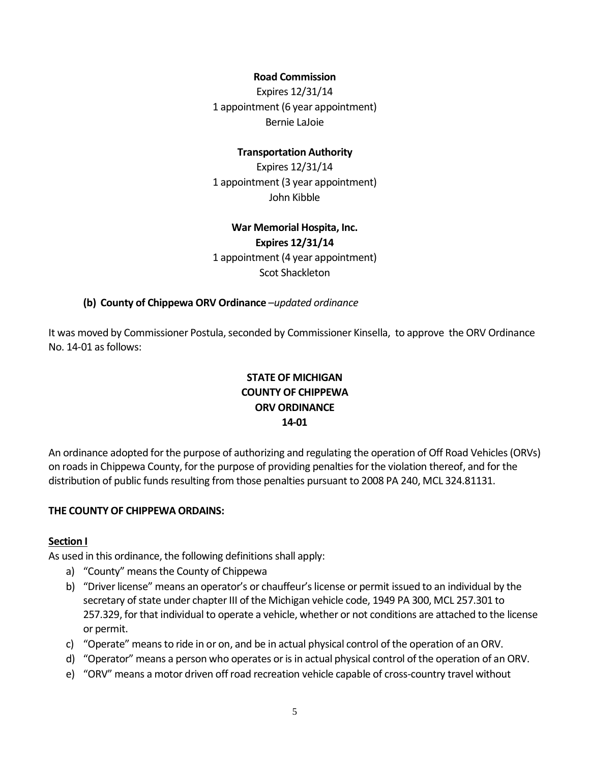**Road Commission**

Expires 12/31/14

1 appointment (6 year appointment)

Bernie LaJoie

**Transportation Authority**

Expires 12/31/14

1 appointment (3 year appointment)

John Kibble

**War Memorial Hospita, Inc.**

**Expires 12/31/14**

1 appointment (4 year appointment)

Scot Shackleton

**(b) County of Chippewa ORV Ordinance** *–updated ordinance*

It was moved by Commissioner Postula, seconded by Commissioner Kinsella, to approve the ORV Ordinance No. 14-01 as follows:

**STATE OF MICHIGAN**
**COUNTY OF CHIPPEWA**
**ORV ORDINANCE**
**14-01**

An ordinance adopted for the purpose of authorizing and regulating the operation of Off Road Vehicles (ORVs) on roads in Chippewa County, for the purpose of providing penalties for the violation thereof, and for the distribution of public funds resulting from those penalties pursuant to 2008 PA 240, MCL 324.81131.

**THE COUNTY OF CHIPPEWA ORDAINS:**

**Section I**

As used in this ordinance, the following definitions shall apply:

a) "County" means the County of Chippewa
b) "Driver license" means an operator's or chauffeur's license or permit issued to an individual by the secretary of state under chapter III of the Michigan vehicle code, 1949 PA 300, MCL 257.301 to 257.329, for that individual to operate a vehicle, whether or not conditions are attached to the license or permit.
c) "Operate" means to ride in or on, and be in actual physical control of the operation of an ORV.
d) "Operator" means a person who operates or is in actual physical control of the operation of an ORV.
e) "ORV" means a motor driven off road recreation vehicle capable of cross-country travel without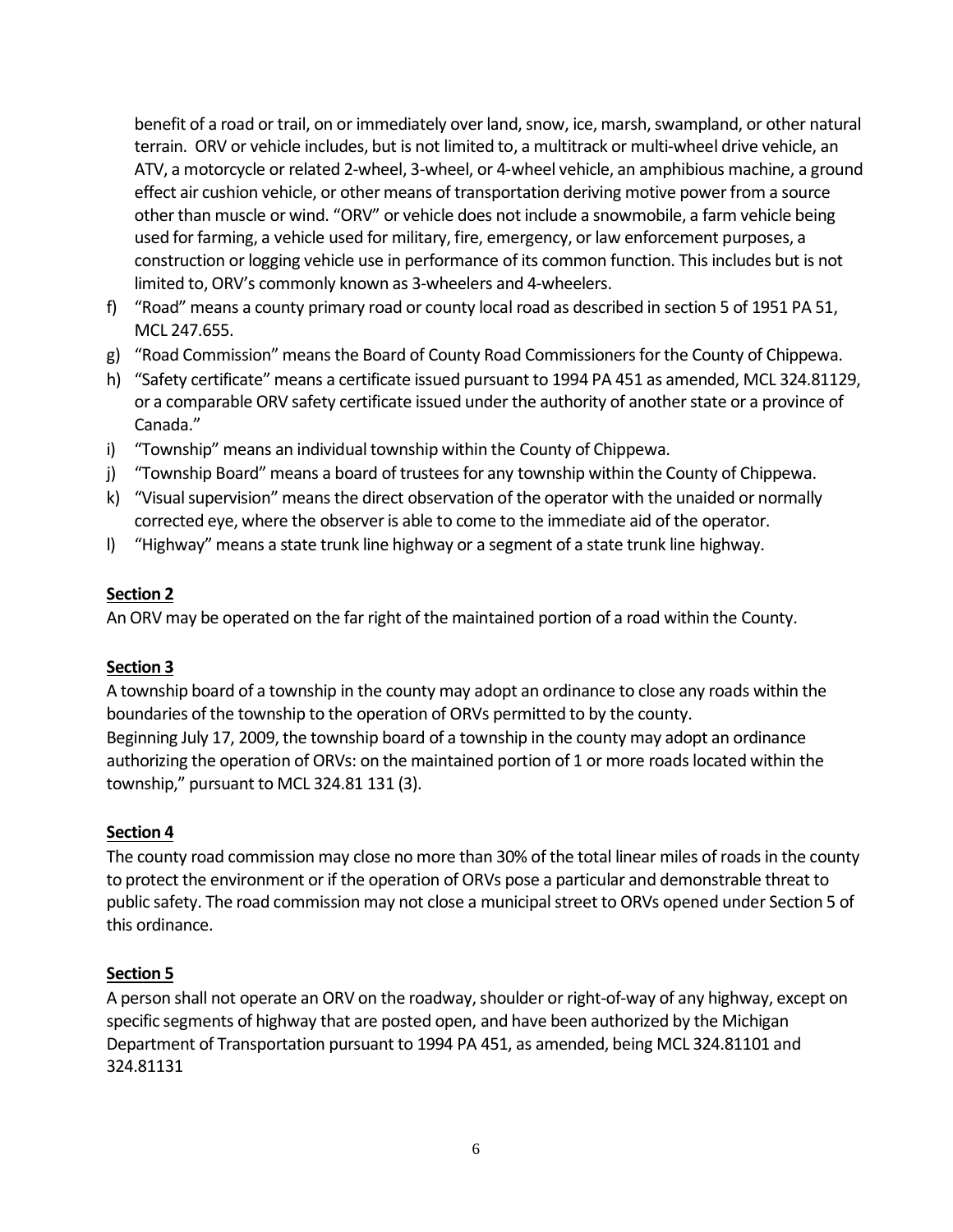benefit of a road or trail, on or immediately over land, snow, ice, marsh, swampland, or other natural terrain. ORV or vehicle includes, but is not limited to, a multitrack or multi-wheel drive vehicle, an ATV, a motorcycle or related 2-wheel, 3-wheel, or 4-wheel vehicle, an amphibious machine, a ground effect air cushion vehicle, or other means of transportation deriving motive power from a source other than muscle or wind. "ORV" or vehicle does not include a snowmobile, a farm vehicle being used for farming, a vehicle used for military, fire, emergency, or law enforcement purposes, a construction or logging vehicle use in performance of its common function. This includes but is not limited to, ORV's commonly known as 3-wheelers and 4-wheelers.

f) "Road" means a county primary road or county local road as described in section 5 of 1951 PA 51, MCL 247.655.
g) "Road Commission" means the Board of County Road Commissioners for the County of Chippewa.
h) "Safety certificate" means a certificate issued pursuant to 1994 PA 451 as amended, MCL 324.81129, or a comparable ORV safety certificate issued under the authority of another state or a province of Canada."
i) "Township" means an individual township within the County of Chippewa.
j) "Township Board" means a board of trustees for any township within the County of Chippewa.
k) "Visual supervision" means the direct observation of the operator with the unaided or normally corrected eye, where the observer is able to come to the immediate aid of the operator.
l) "Highway" means a state trunk line highway or a segment of a state trunk line highway.

**Section 2**

An ORV may be operated on the far right of the maintained portion of a road within the County.

**Section 3**

A township board of a township in the county may adopt an ordinance to close any roads within the boundaries of the township to the operation of ORVs permitted to by the county.
Beginning July 17, 2009, the township board of a township in the county may adopt an ordinance authorizing the operation of ORVs: on the maintained portion of 1 or more roads located within the township," pursuant to MCL 324.81 131 (3).

**Section 4**

The county road commission may close no more than 30% of the total linear miles of roads in the county to protect the environment or if the operation of ORVs pose a particular and demonstrable threat to public safety. The road commission may not close a municipal street to ORVs opened under Section 5 of this ordinance.

**Section 5**

A person shall not operate an ORV on the roadway, shoulder or right-of-way of any highway, except on specific segments of highway that are posted open, and have been authorized by the Michigan Department of Transportation pursuant to 1994 PA 451, as amended, being MCL 324.81101 and 324.81131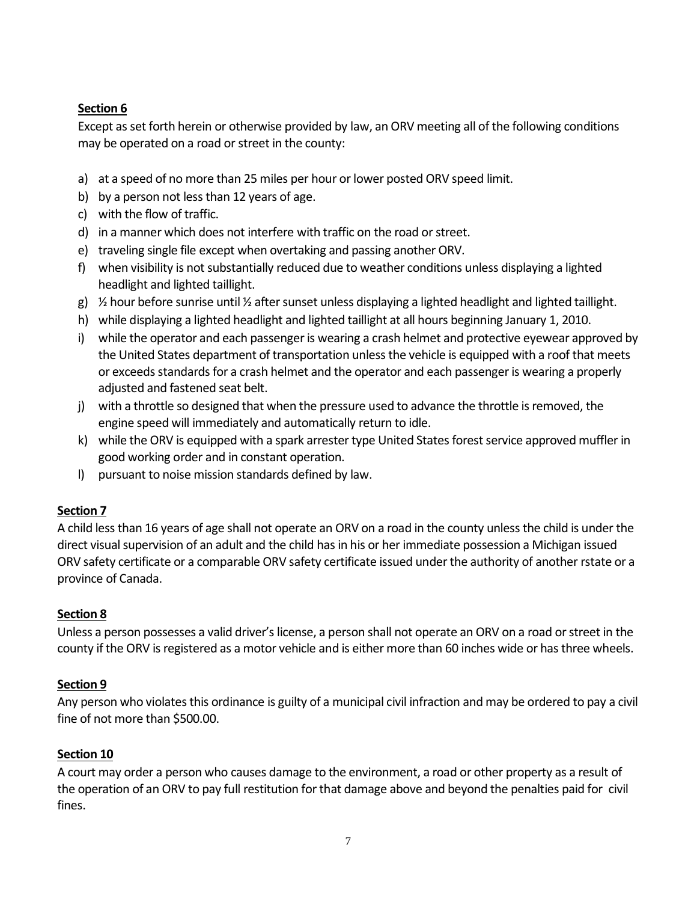**Section 6**

Except as set forth herein or otherwise provided by law, an ORV meeting all of the following conditions may be operated on a road or street in the county:

a) at a speed of no more than 25 miles per hour or lower posted ORV speed limit.
b) by a person not less than 12 years of age.
c) with the flow of traffic.
d) in a manner which does not interfere with traffic on the road or street.
e) traveling single file except when overtaking and passing another ORV.
f) when visibility is not substantially reduced due to weather conditions unless displaying a lighted headlight and lighted taillight.
g) ½ hour before sunrise until ½ after sunset unless displaying a lighted headlight and lighted taillight.
h) while displaying a lighted headlight and lighted taillight at all hours beginning January 1, 2010.
i) while the operator and each passenger is wearing a crash helmet and protective eyewear approved by the United States department of transportation unless the vehicle is equipped with a roof that meets or exceeds standards for a crash helmet and the operator and each passenger is wearing a properly adjusted and fastened seat belt.
j) with a throttle so designed that when the pressure used to advance the throttle is removed, the engine speed will immediately and automatically return to idle.
k) while the ORV is equipped with a spark arrester type United States forest service approved muffler in good working order and in constant operation.
l) pursuant to noise mission standards defined by law.

**Section 7**

A child less than 16 years of age shall not operate an ORV on a road in the county unless the child is under the direct visual supervision of an adult and the child has in his or her immediate possession a Michigan issued ORV safety certificate or a comparable ORV safety certificate issued under the authority of another rstate or a province of Canada.

**Section 8**

Unless a person possesses a valid driver's license, a person shall not operate an ORV on a road or street in the county if the ORV is registered as a motor vehicle and is either more than 60 inches wide or has three wheels.

**Section 9**

Any person who violates this ordinance is guilty of a municipal civil infraction and may be ordered to pay a civil fine of not more than $500.00.

**Section 10**

A court may order a person who causes damage to the environment, a road or other property as a result of the operation of an ORV to pay full restitution for that damage above and beyond the penalties paid for civil fines.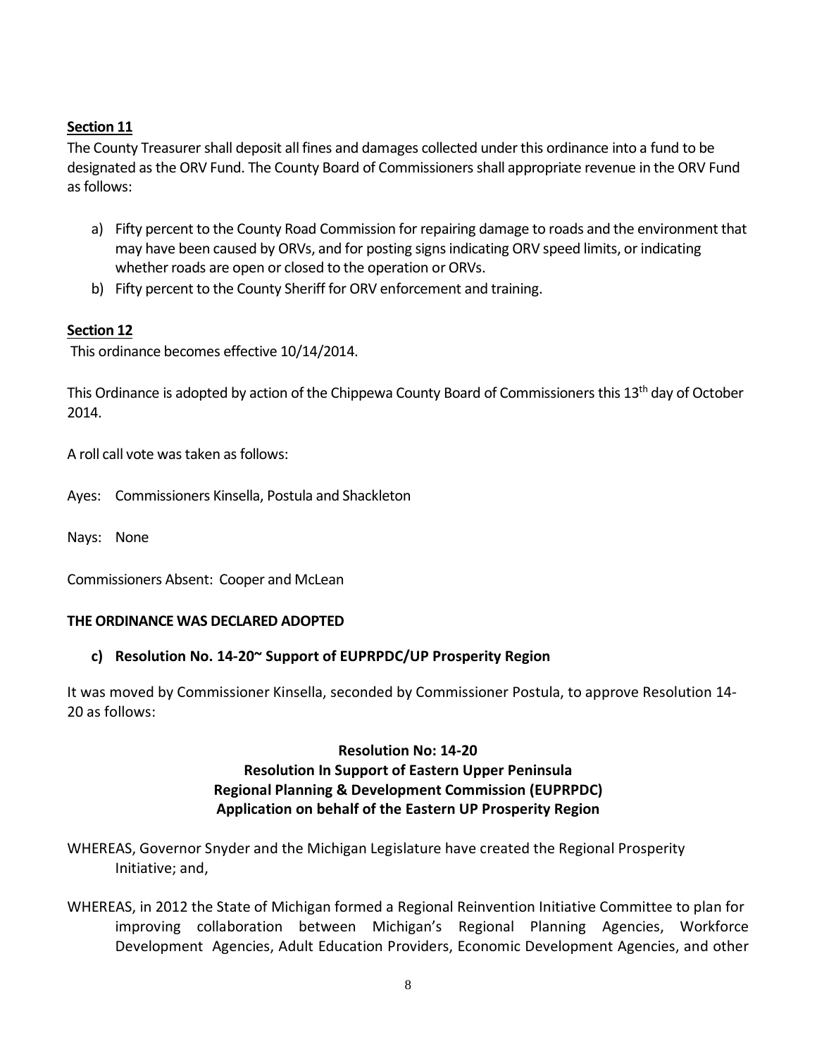**Section 11**

The County Treasurer shall deposit all fines and damages collected under this ordinance into a fund to be designated as the ORV Fund. The County Board of Commissioners shall appropriate revenue in the ORV Fund as follows:

a) Fifty percent to the County Road Commission for repairing damage to roads and the environment that may have been caused by ORVs, and for posting signs indicating ORV speed limits, or indicating whether roads are open or closed to the operation or ORVs.

b) Fifty percent to the County Sheriff for ORV enforcement and training.

**Section 12**

This ordinance becomes effective 10/14/2014.

This Ordinance is adopted by action of the Chippewa County Board of Commissioners this 13th day of October 2014.

A roll call vote was taken as follows:

Ayes: Commissioners Kinsella, Postula and Shackleton

Nays: None

Commissioners Absent: Cooper and McLean

**THE ORDINANCE WAS DECLARED ADOPTED**

**c) Resolution No. 14-20~ Support of EUPRPDC/UP Prosperity Region**

It was moved by Commissioner Kinsella, seconded by Commissioner Postula, to approve Resolution 14-20 as follows:

**Resolution No: 14-20**
**Resolution In Support of Eastern Upper Peninsula Regional Planning & Development Commission (EUPRPDC) Application on behalf of the Eastern UP Prosperity Region**

WHEREAS, Governor Snyder and the Michigan Legislature have created the Regional Prosperity Initiative; and,

WHEREAS, in 2012 the State of Michigan formed a Regional Reinvention Initiative Committee to plan for improving collaboration between Michigan's Regional Planning Agencies, Workforce Development Agencies, Adult Education Providers, Economic Development Agencies, and other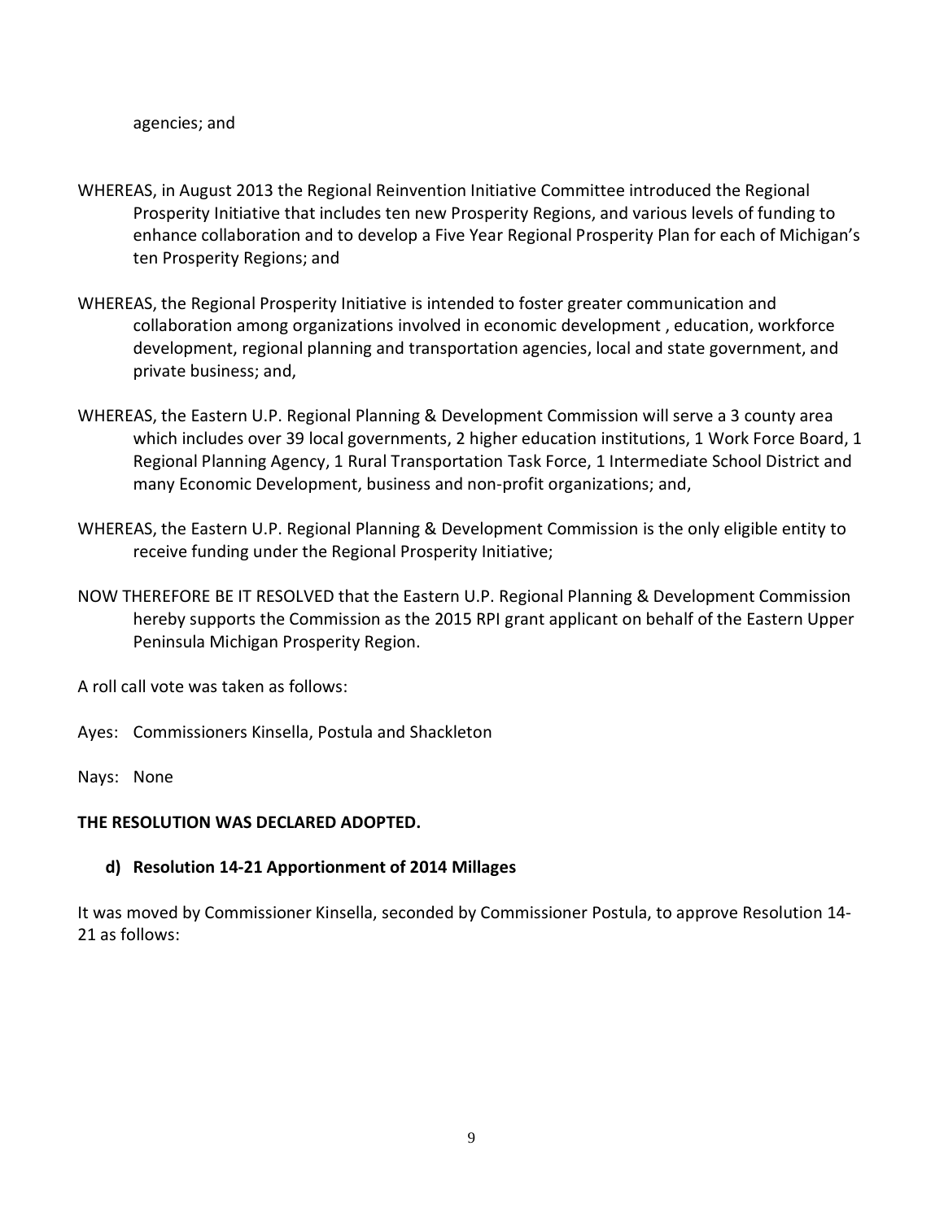agencies; and

WHEREAS, in August 2013 the Regional Reinvention Initiative Committee introduced the Regional Prosperity Initiative that includes ten new Prosperity Regions, and various levels of funding to enhance collaboration and to develop a Five Year Regional Prosperity Plan for each of Michigan's ten Prosperity Regions; and

WHEREAS, the Regional Prosperity Initiative is intended to foster greater communication and collaboration among organizations involved in economic development , education, workforce development, regional planning and transportation agencies, local and state government, and private business; and,

WHEREAS, the Eastern U.P. Regional Planning & Development Commission will serve a 3 county area which includes over 39 local governments, 2 higher education institutions, 1 Work Force Board, 1 Regional Planning Agency, 1 Rural Transportation Task Force, 1 Intermediate School District and many Economic Development, business and non-profit organizations; and,

WHEREAS, the Eastern U.P. Regional Planning & Development Commission is the only eligible entity to receive funding under the Regional Prosperity Initiative;

NOW THEREFORE BE IT RESOLVED that the Eastern U.P. Regional Planning & Development Commission hereby supports the Commission as the 2015 RPI grant applicant on behalf of the Eastern Upper Peninsula Michigan Prosperity Region.

A roll call vote was taken as follows:

Ayes: Commissioners Kinsella, Postula and Shackleton

Nays: None

**THE RESOLUTION WAS DECLARED ADOPTED.**

**d) Resolution 14-21 Apportionment of 2014 Millages**

It was moved by Commissioner Kinsella, seconded by Commissioner Postula, to approve Resolution 14-21 as follows: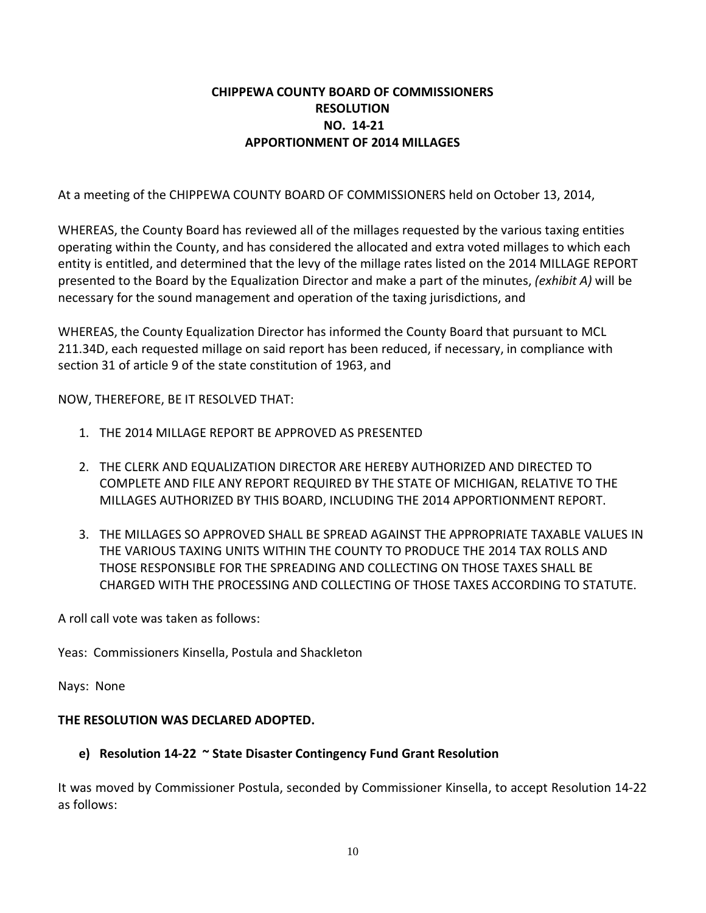**CHIPPEWA COUNTY BOARD OF COMMISSIONERS**
**RESOLUTION**
**NO. 14-21**
**APPORTIONMENT OF 2014 MILLAGES**

At a meeting of the CHIPPEWA COUNTY BOARD OF COMMISSIONERS held on October 13, 2014,

WHEREAS, the County Board has reviewed all of the millages requested by the various taxing entities operating within the County, and has considered the allocated and extra voted millages to which each entity is entitled, and determined that the levy of the millage rates listed on the 2014 MILLAGE REPORT presented to the Board by the Equalization Director and make a part of the minutes, *(exhibit A)* will be necessary for the sound management and operation of the taxing jurisdictions, and

WHEREAS, the County Equalization Director has informed the County Board that pursuant to MCL 211.34D, each requested millage on said report has been reduced, if necessary, in compliance with section 31 of article 9 of the state constitution of 1963, and

NOW, THEREFORE, BE IT RESOLVED THAT:

1. THE 2014 MILLAGE REPORT BE APPROVED AS PRESENTED

2. THE CLERK AND EQUALIZATION DIRECTOR ARE HEREBY AUTHORIZED AND DIRECTED TO COMPLETE AND FILE ANY REPORT REQUIRED BY THE STATE OF MICHIGAN, RELATIVE TO THE MILLAGES AUTHORIZED BY THIS BOARD, INCLUDING THE 2014 APPORTIONMENT REPORT.

3. THE MILLAGES SO APPROVED SHALL BE SPREAD AGAINST THE APPROPRIATE TAXABLE VALUES IN THE VARIOUS TAXING UNITS WITHIN THE COUNTY TO PRODUCE THE 2014 TAX ROLLS AND THOSE RESPONSIBLE FOR THE SPREADING AND COLLECTING ON THOSE TAXES SHALL BE CHARGED WITH THE PROCESSING AND COLLECTING OF THOSE TAXES ACCORDING TO STATUTE.

A roll call vote was taken as follows:

Yeas: Commissioners Kinsella, Postula and Shackleton

Nays: None

**THE RESOLUTION WAS DECLARED ADOPTED.**

**e) Resolution 14-22 ~ State Disaster Contingency Fund Grant Resolution**

It was moved by Commissioner Postula, seconded by Commissioner Kinsella, to accept Resolution 14-22 as follows: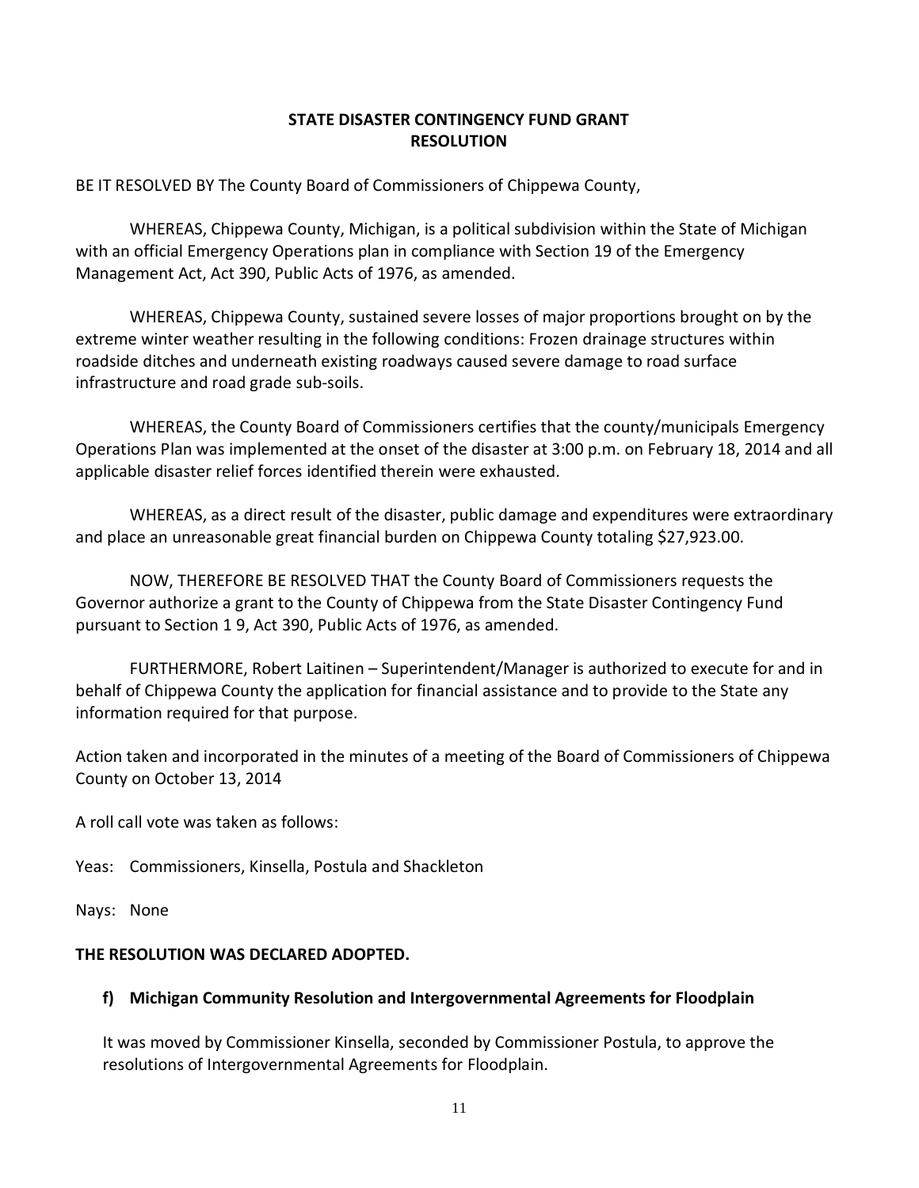**STATE DISASTER CONTINGENCY FUND GRANT**
**RESOLUTION**

BE IT RESOLVED BY The County Board of Commissioners of Chippewa County,

WHEREAS, Chippewa County, Michigan, is a political subdivision within the State of Michigan with an official Emergency Operations plan in compliance with Section 19 of the Emergency Management Act, Act 390, Public Acts of 1976, as amended.

WHEREAS, Chippewa County, sustained severe losses of major proportions brought on by the extreme winter weather resulting in the following conditions: Frozen drainage structures within roadside ditches and underneath existing roadways caused severe damage to road surface infrastructure and road grade sub-soils.

WHEREAS, the County Board of Commissioners certifies that the county/municipals Emergency Operations Plan was implemented at the onset of the disaster at 3:00 p.m. on February 18, 2014 and all applicable disaster relief forces identified therein were exhausted.

WHEREAS, as a direct result of the disaster, public damage and expenditures were extraordinary and place an unreasonable great financial burden on Chippewa County totaling $27,923.00.

NOW, THEREFORE BE RESOLVED THAT the County Board of Commissioners requests the Governor authorize a grant to the County of Chippewa from the State Disaster Contingency Fund pursuant to Section 1 9, Act 390, Public Acts of 1976, as amended.

FURTHERMORE, Robert Laitinen – Superintendent/Manager is authorized to execute for and in behalf of Chippewa County the application for financial assistance and to provide to the State any information required for that purpose.

Action taken and incorporated in the minutes of a meeting of the Board of Commissioners of Chippewa County on October 13, 2014

A roll call vote was taken as follows:

Yeas: Commissioners, Kinsella, Postula and Shackleton

Nays: None

**THE RESOLUTION WAS DECLARED ADOPTED.**

**f) Michigan Community Resolution and Intergovernmental Agreements for Floodplain**

It was moved by Commissioner Kinsella, seconded by Commissioner Postula, to approve the resolutions of Intergovernmental Agreements for Floodplain.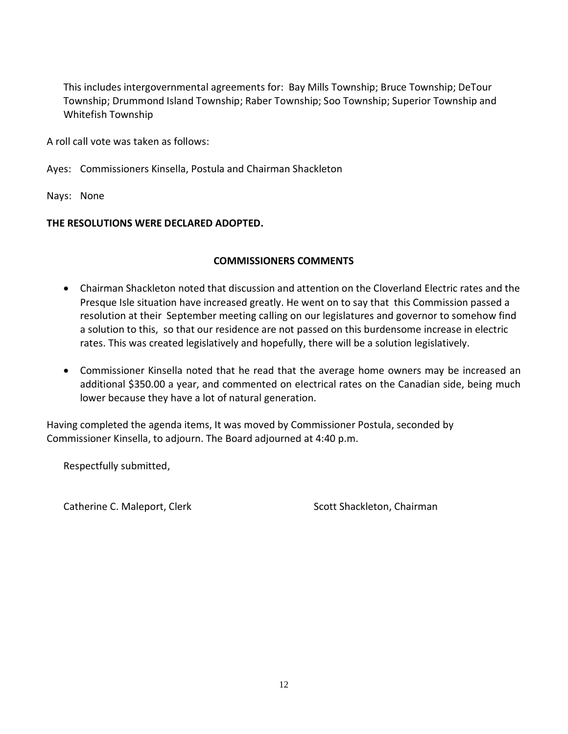This includes intergovernmental agreements for: Bay Mills Township; Bruce Township; DeTour Township; Drummond Island Township; Raber Township; Soo Township; Superior Township and Whitefish Township

A roll call vote was taken as follows:

Ayes: Commissioners Kinsella, Postula and Chairman Shackleton

Nays: None

**THE RESOLUTIONS WERE DECLARED ADOPTED.**

**COMMISSIONERS COMMENTS**

- Chairman Shackleton noted that discussion and attention on the Cloverland Electric rates and the Presque Isle situation have increased greatly. He went on to say that this Commission passed a resolution at their September meeting calling on our legislatures and governor to somehow find a solution to this, so that our residence are not passed on this burdensome increase in electric rates. This was created legislatively and hopefully, there will be a solution legislatively.

- Commissioner Kinsella noted that he read that the average home owners may be increased an additional $350.00 a year, and commented on electrical rates on the Canadian side, being much lower because they have a lot of natural generation.

Having completed the agenda items, It was moved by Commissioner Postula, seconded by Commissioner Kinsella, to adjourn. The Board adjourned at 4:40 p.m.

Respectfully submitted,

Catherine C. Maleport, Clerk

Scott Shackleton, Chairman